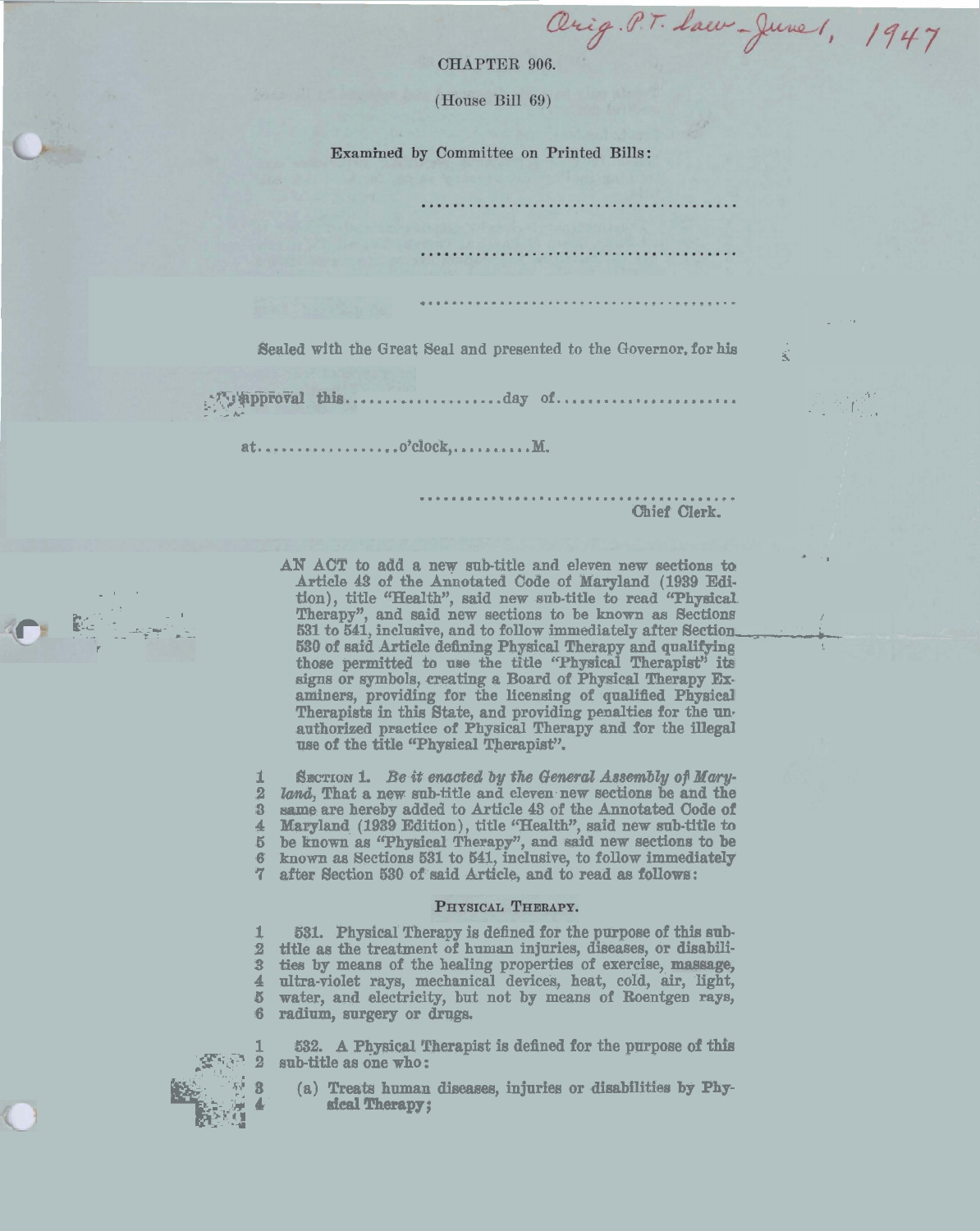Orig. P.T. law – June 1, 1947

CHAPTER 906.

(House Bill 69)

Examined by Committee on Printed Bills:

......................................

......................................

......................................

Sealed with the Great Seal and presented to the Governor, for his

approval this....................day of......................

at.................o'clock,..........M.

......................................

Chief Clerk.

AN ACT to add a new sub-title and eleven new sections to Article 43 of the Annotated Code of Maryland (1939 Edition), title "Health", said new sub-title to read "Physical Therapy", and said new sections to be known as Sections 531 to 541, inclusive, and to follow immediately after Section 530 of said Article defining Physical Therapy and qualifying those permitted to use the title "Physical Therapist" its signs or symbols, creating a Board of Physical Therapy Examiners, providing for the licensing of qualified Physical Therapists in this State, and providing penalties for the unauthorized practice of Physical Therapy and for the illegal use of the title "Physical Therapist".

1 SECTION 1. *Be it enacted by the General Assembly of Mary-*
2 *land*, That a new sub-title and eleven new sections be and the
3 same are hereby added to Article 43 of the Annotated Code of
4 Maryland (1939 Edition), title "Health", said new sub-title to
5 be known as "Physical Therapy", and said new sections to be
6 known as Sections 531 to 541, inclusive, to follow immediately
7 after Section 530 of said Article, and to read as follows:

PHYSICAL THERAPY.

1 531. Physical Therapy is defined for the purpose of this sub-
2 title as the treatment of human injuries, diseases, or disabili-
3 ties by means of the healing properties of exercise, massage,
4 ultra-violet rays, mechanical devices, heat, cold, air, light,
5 water, and electricity, but not by means of Roentgen rays,
6 radium, surgery or drugs.

1 532. A Physical Therapist is defined for the purpose of this
2 sub-title as one who:

3 (a) Treats human diseases, injuries or disabilities by Phy-
4 sical Therapy;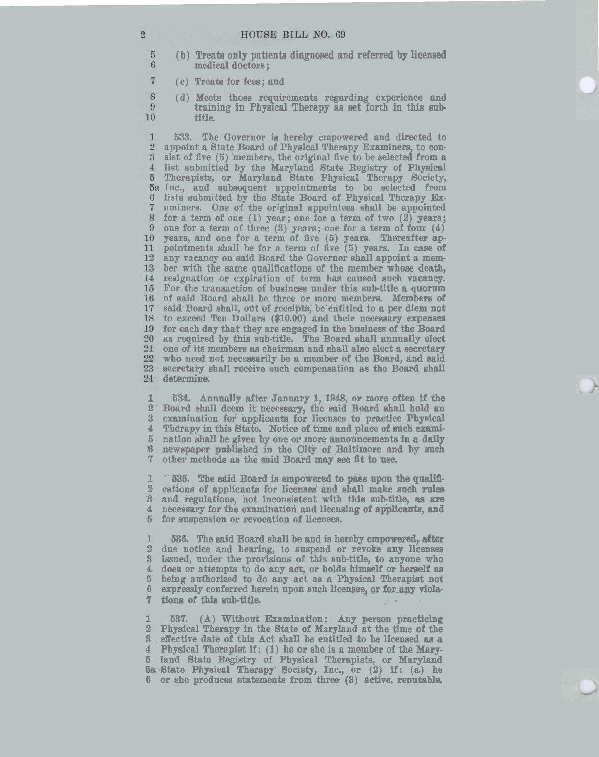(b) Treats only patients diagnosed and referred by licensed medical doctors;

(c) Treats for fees; and

(d) Meets those requirements regarding experience and training in Physical Therapy as set forth in this sub-title.

533. The Governor is hereby empowered and directed to appoint a State Board of Physical Therapy Examiners, to consist of five (5) members, the original five to be selected from a list submitted by the Maryland State Registry of Physical Therapists, or Maryland State Physical Therapy Society, Inc., and subsequent appointments to be selected from lists submitted by the State Board of Physical Therapy Examiners. One of the original appointees shall be appointed for a term of one (1) year; one for a term of two (2) years; one for a term of three (3) years; one for a term of four (4) years, and one for a term of five (5) years. Thereafter appointments shall be for a term of five (5) years. In case of any vacancy on said Board the Governor shall appoint a member with the same qualifications of the member whose death, resignation or expiration of term has caused such vacancy. For the transaction of business under this sub-title a quorum of said Board shall be three or more members. Members of said Board shall, out of receipts, be entitled to a per diem not to exceed Ten Dollars ($10.00) and their necessary expenses for each day that they are engaged in the business of the Board as required by this sub-title. The Board shall annually elect one of its members as chairman and shall also elect a secretary who need not necessarily be a member of the Board, and said secretary shall receive such compensation as the Board shall determine.

534. Annually after January 1, 1948, or more often if the Board shall deem it necessary, the said Board shall hold an examination for applicants for licenses to practice Physical Therapy in this State. Notice of time and place of such examination shall be given by one or more announcements in a daily newspaper published in the City of Baltimore and by such other methods as the said Board may see fit to use.

535. The said Board is empowered to pass upon the qualifications of applicants for licenses and shall make such rules and regulations, not inconsistent with this sub-title, as are necessary for the examination and licensing of applicants, and for suspension or revocation of licenses.

536. The said Board shall be and is hereby empowered, after due notice and hearing, to suspend or revoke any licenses issued, under the provisions of this sub-title, to anyone who does or attempts to do any act, or holds himself or herself as being authorized to do any act as a Physical Therapist not expressly conferred herein upon such licensee, or for any violations of this sub-title.

537. (A) Without Examination: Any person practicing Physical Therapy in the State of Maryland at the time of the effective date of this Act shall be entitled to be licensed as a Physical Therapist if: (1) he or she is a member of the Maryland State Registry of Physical Therapists, or Maryland State Physical Therapy Society, Inc., or (2) if: (a) he or she produces statements from three (3) active, reputable,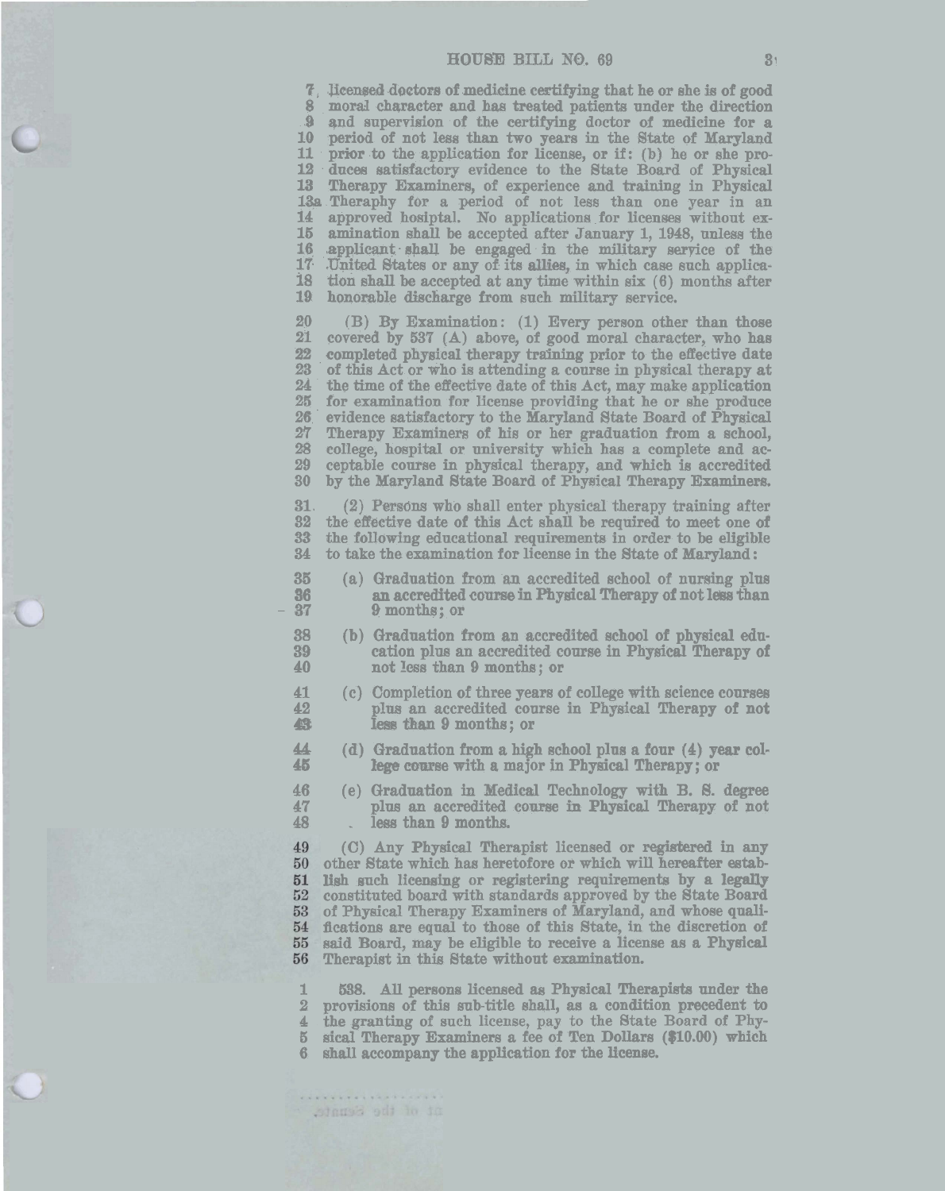licensed doctors of medicine certifying that he or she is of good moral character and has treated patients under the direction and supervision of the certifying doctor of medicine for a period of not less than two years in the State of Maryland prior to the application for license, or if: (b) he or she produces satisfactory evidence to the State Board of Physical Therapy Examiners, of experience and training in Physical Theraphy for a period of not less than one year in an approved hosiptal. No applications for licenses without examination shall be accepted after January 1, 1948, unless the applicant shall be engaged in the military service of the United States or any of its allies, in which case such application shall be accepted at any time within six (6) months after honorable discharge from such military service.

(B) By Examination: (1) Every person other than those covered by 537 (A) above, of good moral character, who has completed physical therapy training prior to the effective date of this Act or who is attending a course in physical therapy at the time of the effective date of this Act, may make application for examination for license providing that he or she produce evidence satisfactory to the Maryland State Board of Physical Therapy Examiners of his or her graduation from a school, college, hospital or university which has a complete and acceptable course in physical therapy, and which is accredited by the Maryland State Board of Physical Therapy Examiners.

(2) Persons who shall enter physical therapy training after the effective date of this Act shall be required to meet one of the following educational requirements in order to be eligible to take the examination for license in the State of Maryland:

(a) Graduation from an accredited school of nursing plus an accredited course in Physical Therapy of not less than 9 months; or

(b) Graduation from an accredited school of physical education plus an accredited course in Physical Therapy of not less than 9 months; or

(c) Completion of three years of college with science courses plus an accredited course in Physical Therapy of not less than 9 months; or

(d) Graduation from a high school plus a four (4) year college course with a major in Physical Therapy; or

(e) Graduation in Medical Technology with B. S. degree plus an accredited course in Physical Therapy of not less than 9 months.

(C) Any Physical Therapist licensed or registered in any other State which has heretofore or which will hereafter establish such licensing or registering requirements by a legally constituted board with standards approved by the State Board of Physical Therapy Examiners of Maryland, and whose qualifications are equal to those of this State, in the discretion of said Board, may be eligible to receive a license as a Physical Therapist in this State without examination.

538. All persons licensed as Physical Therapists under the provisions of this sub-title shall, as a condition precedent to the granting of such license, pay to the State Board of Physical Therapy Examiners a fee of Ten Dollars ($10.00) which shall accompany the application for the license.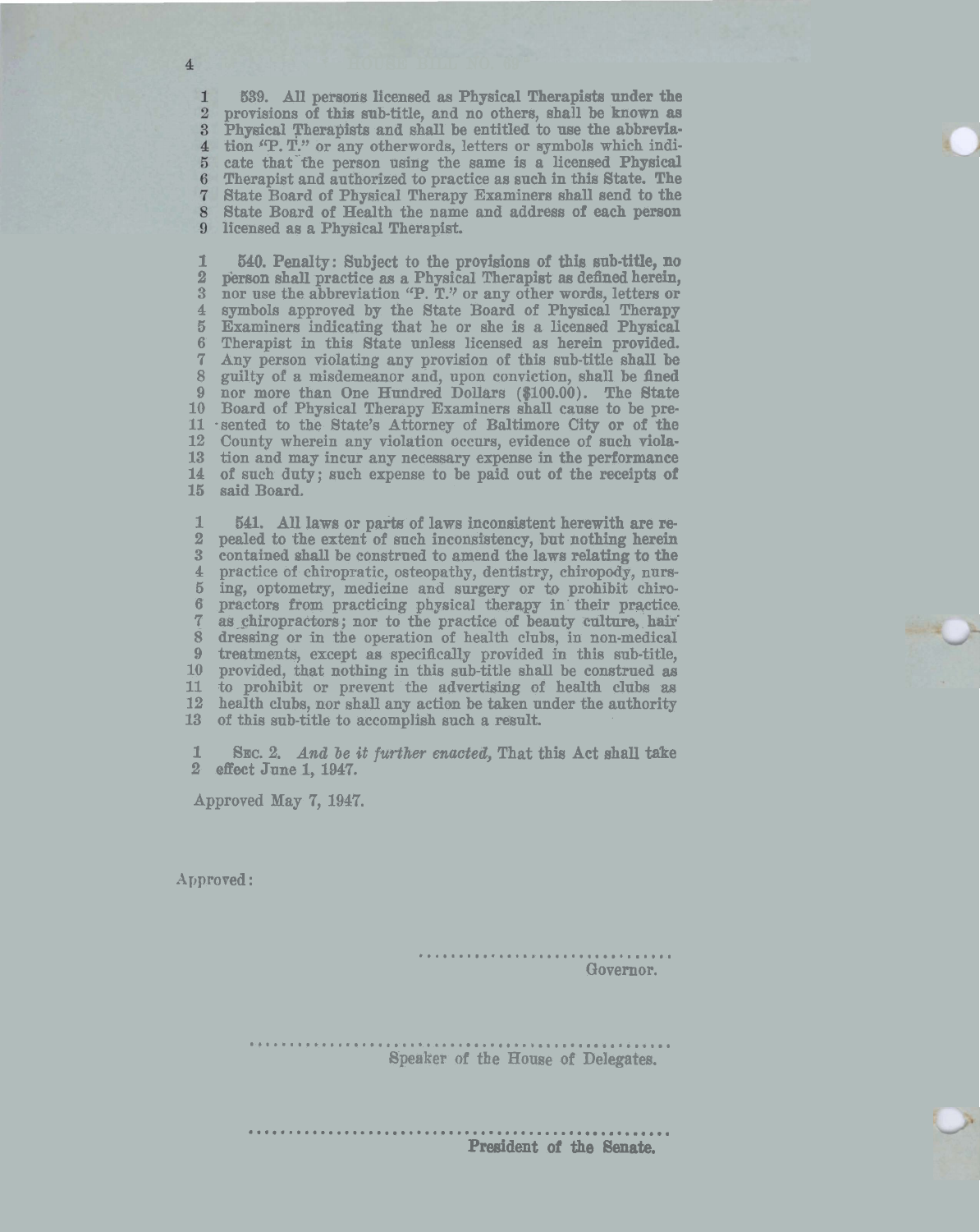539. All persons licensed as Physical Therapists under the provisions of this sub-title, and no others, shall be known as Physical Therapists and shall be entitled to use the abbreviation "P. T." or any otherwords, letters or symbols which indicate that the person using the same is a licensed Physical Therapist and authorized to practice as such in this State. The State Board of Physical Therapy Examiners shall send to the State Board of Health the name and address of each person licensed as a Physical Therapist.

540. Penalty: Subject to the provisions of this sub-title, no person shall practice as a Physical Therapist as defined herein, nor use the abbreviation "P. T." or any other words, letters or symbols approved by the State Board of Physical Therapy Examiners indicating that he or she is a licensed Physical Therapist in this State unless licensed as herein provided. Any person violating any provision of this sub-title shall be guilty of a misdemeanor and, upon conviction, shall be fined nor more than One Hundred Dollars ($100.00). The State Board of Physical Therapy Examiners shall cause to be presented to the State's Attorney of Baltimore City or of the County wherein any violation occurs, evidence of such violation and may incur any necessary expense in the performance of such duty; such expense to be paid out of the receipts of said Board.

541. All laws or parts of laws inconsistent herewith are repealed to the extent of such inconsistency, but nothing herein contained shall be construed to amend the laws relating to the practice of chiropratic, osteopathy, dentistry, chiropody, nursing, optometry, medicine and surgery or to prohibit chiropractors from practicing physical therapy in their practice as chiropractors; nor to the practice of beauty culture, hair dressing or in the operation of health clubs, in non-medical treatments, except as specifically provided in this sub-title, provided, that nothing in this sub-title shall be construed as to prohibit or prevent the advertising of health clubs as health clubs, nor shall any action be taken under the authority of this sub-title to accomplish such a result.

SEC. 2. *And be it further enacted,* That this Act shall take effect June 1, 1947.

Approved May 7, 1947.

Approved:

..............................
Governor.

..............................
Speaker of the House of Delegates.

..............................
President of the Senate.